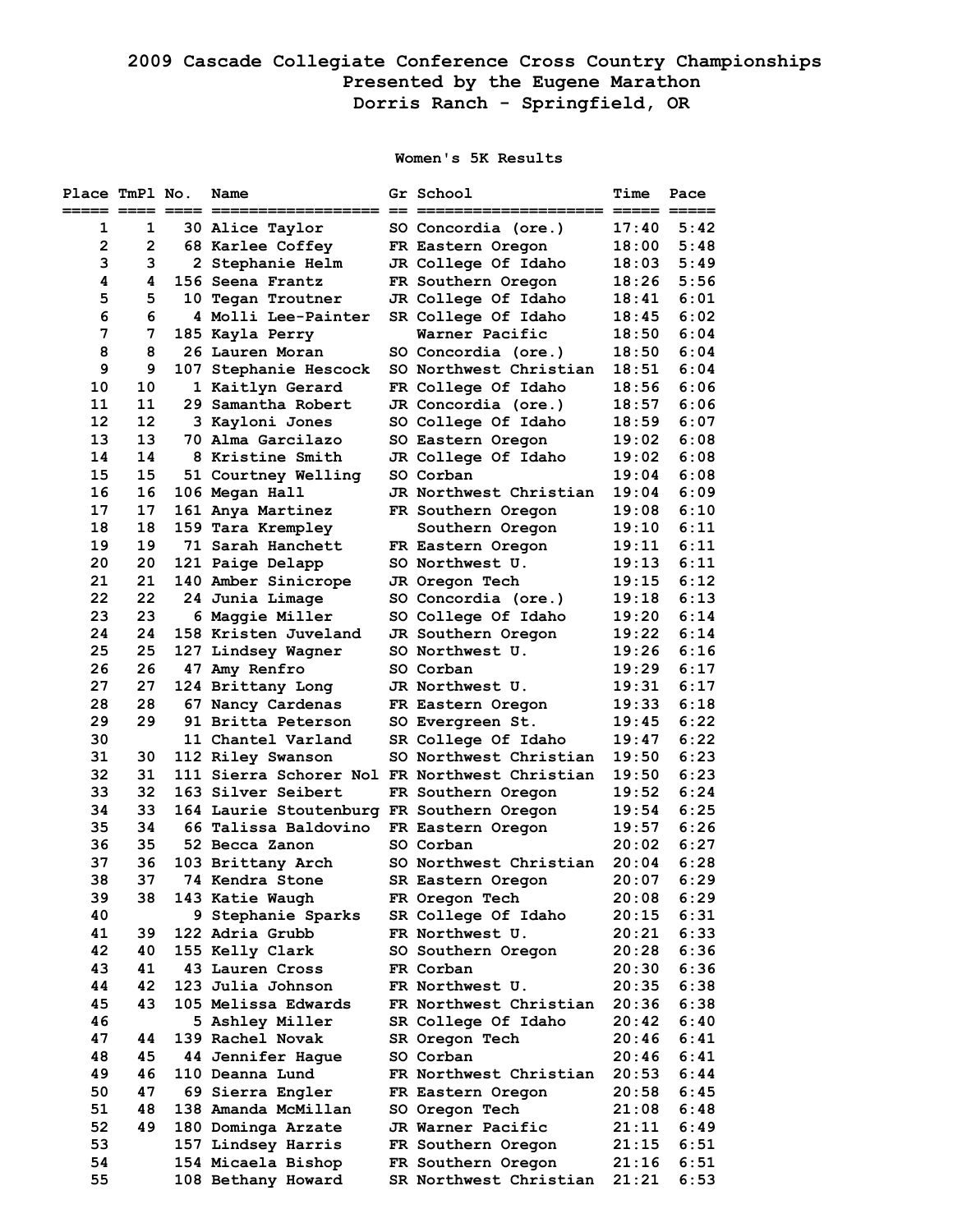# 2009 Cascade Collegiate Conference Cross Country Championships

## Presented by the Eugene Marathon

## Dorris Ranch - Springfield, OR

### Women's 5K Results

| Place | TmPl | No. | Name | Gr | School | Time | Pace |
|---|---|---|---|---|---|---|---|
| 1 | 1 | 30 | Alice Taylor | SO | Concordia (ore.) | 17:40 | 5:42 |
| 2 | 2 | 68 | Karlee Coffey | FR | Eastern Oregon | 18:00 | 5:48 |
| 3 | 3 | 2 | Stephanie Helm | JR | College Of Idaho | 18:03 | 5:49 |
| 4 | 4 | 156 | Seena Frantz | FR | Southern Oregon | 18:26 | 5:56 |
| 5 | 5 | 10 | Tegan Troutner | JR | College Of Idaho | 18:41 | 6:01 |
| 6 | 6 | 4 | Molli Lee-Painter | SR | College Of Idaho | 18:45 | 6:02 |
| 7 | 7 | 185 | Kayla Perry | | Warner Pacific | 18:50 | 6:04 |
| 8 | 8 | 26 | Lauren Moran | SO | Concordia (ore.) | 18:50 | 6:04 |
| 9 | 9 | 107 | Stephanie Hescock | SO | Northwest Christian | 18:51 | 6:04 |
| 10 | 10 | 1 | Kaitlyn Gerard | FR | College Of Idaho | 18:56 | 6:06 |
| 11 | 11 | 29 | Samantha Robert | JR | Concordia (ore.) | 18:57 | 6:06 |
| 12 | 12 | 3 | Kayloni Jones | SO | College Of Idaho | 18:59 | 6:07 |
| 13 | 13 | 70 | Alma Garcilazo | SO | Eastern Oregon | 19:02 | 6:08 |
| 14 | 14 | 8 | Kristine Smith | JR | College Of Idaho | 19:02 | 6:08 |
| 15 | 15 | 51 | Courtney Welling | SO | Corban | 19:04 | 6:08 |
| 16 | 16 | 106 | Megan Hall | JR | Northwest Christian | 19:04 | 6:09 |
| 17 | 17 | 161 | Anya Martinez | FR | Southern Oregon | 19:08 | 6:10 |
| 18 | 18 | 159 | Tara Krempley | | Southern Oregon | 19:10 | 6:11 |
| 19 | 19 | 71 | Sarah Hanchett | FR | Eastern Oregon | 19:11 | 6:11 |
| 20 | 20 | 121 | Paige Delapp | SO | Northwest U. | 19:13 | 6:11 |
| 21 | 21 | 140 | Amber Sinicrope | JR | Oregon Tech | 19:15 | 6:12 |
| 22 | 22 | 24 | Junia Limage | SO | Concordia (ore.) | 19:18 | 6:13 |
| 23 | 23 | 6 | Maggie Miller | SO | College Of Idaho | 19:20 | 6:14 |
| 24 | 24 | 158 | Kristen Juveland | JR | Southern Oregon | 19:22 | 6:14 |
| 25 | 25 | 127 | Lindsey Wagner | SO | Northwest U. | 19:26 | 6:16 |
| 26 | 26 | 47 | Amy Renfro | SO | Corban | 19:29 | 6:17 |
| 27 | 27 | 124 | Brittany Long | JR | Northwest U. | 19:31 | 6:17 |
| 28 | 28 | 67 | Nancy Cardenas | FR | Eastern Oregon | 19:33 | 6:18 |
| 29 | 29 | 91 | Britta Peterson | SO | Evergreen St. | 19:45 | 6:22 |
| 30 | | 11 | Chantel Varland | SR | College Of Idaho | 19:47 | 6:22 |
| 31 | 30 | 112 | Riley Swanson | SO | Northwest Christian | 19:50 | 6:23 |
| 32 | 31 | 111 | Sierra Schorer Nol | FR | Northwest Christian | 19:50 | 6:23 |
| 33 | 32 | 163 | Silver Seibert | FR | Southern Oregon | 19:52 | 6:24 |
| 34 | 33 | 164 | Laurie Stoutenburg | FR | Southern Oregon | 19:54 | 6:25 |
| 35 | 34 | 66 | Talissa Baldovino | FR | Eastern Oregon | 19:57 | 6:26 |
| 36 | 35 | 52 | Becca Zanon | SO | Corban | 20:02 | 6:27 |
| 37 | 36 | 103 | Brittany Arch | SO | Northwest Christian | 20:04 | 6:28 |
| 38 | 37 | 74 | Kendra Stone | SR | Eastern Oregon | 20:07 | 6:29 |
| 39 | 38 | 143 | Katie Waugh | FR | Oregon Tech | 20:08 | 6:29 |
| 40 | | 9 | Stephanie Sparks | SR | College Of Idaho | 20:15 | 6:31 |
| 41 | 39 | 122 | Adria Grubb | FR | Northwest U. | 20:21 | 6:33 |
| 42 | 40 | 155 | Kelly Clark | SO | Southern Oregon | 20:28 | 6:36 |
| 43 | 41 | 43 | Lauren Cross | FR | Corban | 20:30 | 6:36 |
| 44 | 42 | 123 | Julia Johnson | FR | Northwest U. | 20:35 | 6:38 |
| 45 | 43 | 105 | Melissa Edwards | FR | Northwest Christian | 20:36 | 6:38 |
| 46 | | 5 | Ashley Miller | SR | College Of Idaho | 20:42 | 6:40 |
| 47 | 44 | 139 | Rachel Novak | SR | Oregon Tech | 20:46 | 6:41 |
| 48 | 45 | 44 | Jennifer Hague | SO | Corban | 20:46 | 6:41 |
| 49 | 46 | 110 | Deanna Lund | FR | Northwest Christian | 20:53 | 6:44 |
| 50 | 47 | 69 | Sierra Engler | FR | Eastern Oregon | 20:58 | 6:45 |
| 51 | 48 | 138 | Amanda McMillan | SO | Oregon Tech | 21:08 | 6:48 |
| 52 | 49 | 180 | Dominga Arzate | JR | Warner Pacific | 21:11 | 6:49 |
| 53 | | 157 | Lindsey Harris | FR | Southern Oregon | 21:15 | 6:51 |
| 54 | | 154 | Micaela Bishop | FR | Southern Oregon | 21:16 | 6:51 |
| 55 | | 108 | Bethany Howard | SR | Northwest Christian | 21:21 | 6:53 |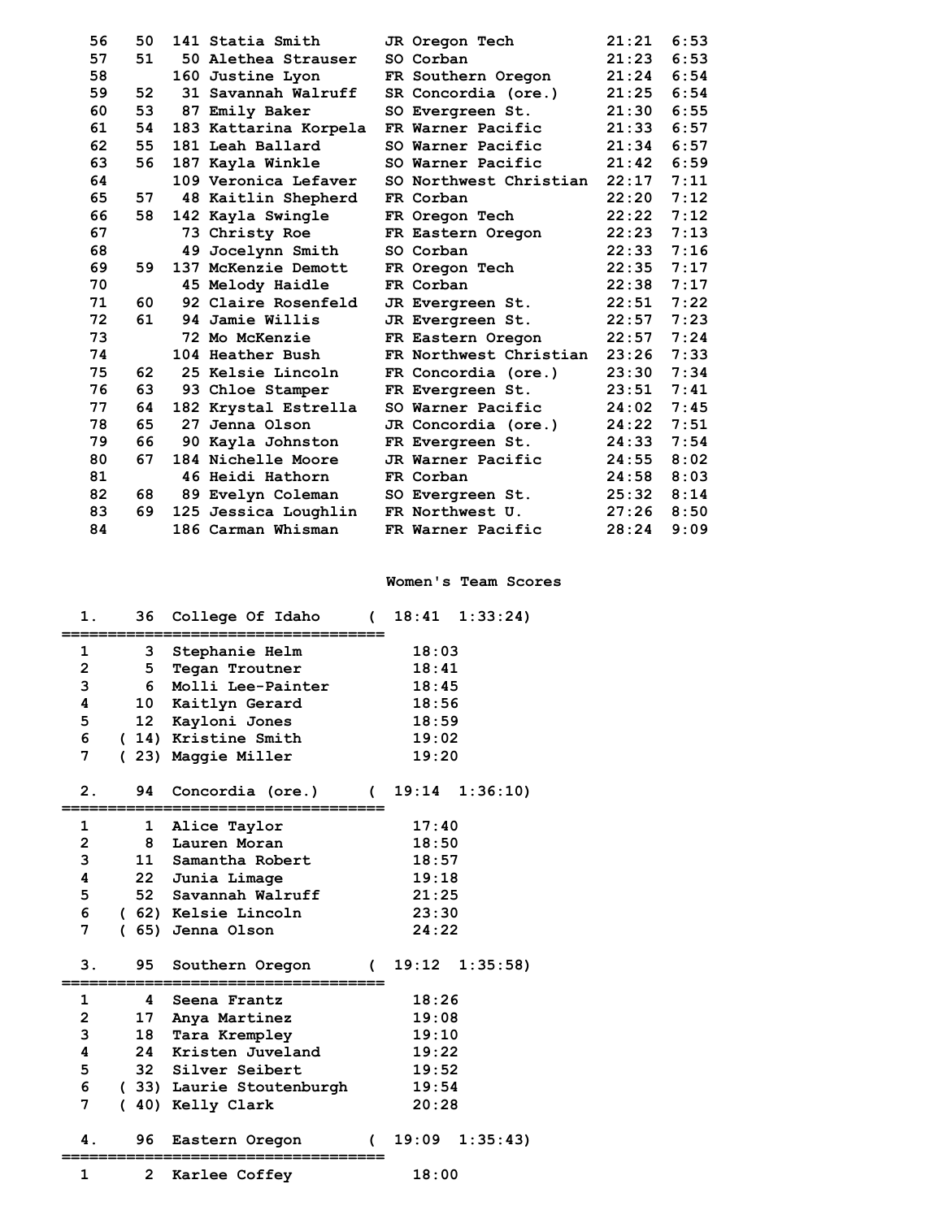| Place | Team Place | Bib | Name | Year | School | Time | Pace |
|---|---|---|---|---|---|---|---|
| 56 | 50 | 141 | Statia Smith | JR | Oregon Tech | 21:21 | 6:53 |
| 57 | 51 | 50 | Alethea Strauser | SO | Corban | 21:23 | 6:53 |
| 58 | | 160 | Justine Lyon | FR | Southern Oregon | 21:24 | 6:54 |
| 59 | 52 | 31 | Savannah Walruff | SR | Concordia (ore.) | 21:25 | 6:54 |
| 60 | 53 | 87 | Emily Baker | SO | Evergreen St. | 21:30 | 6:55 |
| 61 | 54 | 183 | Kattarina Korpela | FR | Warner Pacific | 21:33 | 6:57 |
| 62 | 55 | 181 | Leah Ballard | SO | Warner Pacific | 21:34 | 6:57 |
| 63 | 56 | 187 | Kayla Winkle | SO | Warner Pacific | 21:42 | 6:59 |
| 64 | | 109 | Veronica Lefaver | SO | Northwest Christian | 22:17 | 7:11 |
| 65 | 57 | 48 | Kaitlin Shepherd | FR | Corban | 22:20 | 7:12 |
| 66 | 58 | 142 | Kayla Swingle | FR | Oregon Tech | 22:22 | 7:12 |
| 67 | | 73 | Christy Roe | FR | Eastern Oregon | 22:23 | 7:13 |
| 68 | | 49 | Jocelynn Smith | SO | Corban | 22:33 | 7:16 |
| 69 | 59 | 137 | McKenzie Demott | FR | Oregon Tech | 22:35 | 7:17 |
| 70 | | 45 | Melody Haidle | FR | Corban | 22:38 | 7:17 |
| 71 | 60 | 92 | Claire Rosenfeld | JR | Evergreen St. | 22:51 | 7:22 |
| 72 | 61 | 94 | Jamie Willis | JR | Evergreen St. | 22:57 | 7:23 |
| 73 | | 72 | Mo McKenzie | FR | Eastern Oregon | 22:57 | 7:24 |
| 74 | | 104 | Heather Bush | FR | Northwest Christian | 23:26 | 7:33 |
| 75 | 62 | 25 | Kelsie Lincoln | FR | Concordia (ore.) | 23:30 | 7:34 |
| 76 | 63 | 93 | Chloe Stamper | FR | Evergreen St. | 23:51 | 7:41 |
| 77 | 64 | 182 | Krystal Estrella | SO | Warner Pacific | 24:02 | 7:45 |
| 78 | 65 | 27 | Jenna Olson | JR | Concordia (ore.) | 24:22 | 7:51 |
| 79 | 66 | 90 | Kayla Johnston | FR | Evergreen St. | 24:33 | 7:54 |
| 80 | 67 | 184 | Nichelle Moore | JR | Warner Pacific | 24:55 | 8:02 |
| 81 | | 46 | Heidi Hathorn | FR | Corban | 24:58 | 8:03 |
| 82 | 68 | 89 | Evelyn Coleman | SO | Evergreen St. | 25:32 | 8:14 |
| 83 | 69 | 125 | Jessica Loughlin | FR | Northwest U. | 27:26 | 8:50 |
| 84 | | 186 | Carman Whisman | FR | Warner Pacific | 28:24 | 9:09 |

## Women's Team Scores

**1. 36 College Of Idaho ( 18:41 1:33:24)**

| # | Place | Name | Time |
|---|---|---|---|
| 1 | 3 | Stephanie Helm | 18:03 |
| 2 | 5 | Tegan Troutner | 18:41 |
| 3 | 6 | Molli Lee-Painter | 18:45 |
| 4 | 10 | Kaitlyn Gerard | 18:56 |
| 5 | 12 | Kayloni Jones | 18:59 |
| 6 | (14) | Kristine Smith | 19:02 |
| 7 | (23) | Maggie Miller | 19:20 |

**2. 94 Concordia (ore.) ( 19:14 1:36:10)**

| # | Place | Name | Time |
|---|---|---|---|
| 1 | 1 | Alice Taylor | 17:40 |
| 2 | 8 | Lauren Moran | 18:50 |
| 3 | 11 | Samantha Robert | 18:57 |
| 4 | 22 | Junia Limage | 19:18 |
| 5 | 52 | Savannah Walruff | 21:25 |
| 6 | (62) | Kelsie Lincoln | 23:30 |
| 7 | (65) | Jenna Olson | 24:22 |

**3. 95 Southern Oregon ( 19:12 1:35:58)**

| # | Place | Name | Time |
|---|---|---|---|
| 1 | 4 | Seena Frantz | 18:26 |
| 2 | 17 | Anya Martinez | 19:08 |
| 3 | 18 | Tara Krempley | 19:10 |
| 4 | 24 | Kristen Juveland | 19:22 |
| 5 | 32 | Silver Seibert | 19:52 |
| 6 | (33) | Laurie Stoutenburgh | 19:54 |
| 7 | (40) | Kelly Clark | 20:28 |

**4. 96 Eastern Oregon ( 19:09 1:35:43)**

| # | Place | Name | Time |
|---|---|---|---|
| 1 | 2 | Karlee Coffey | 18:00 |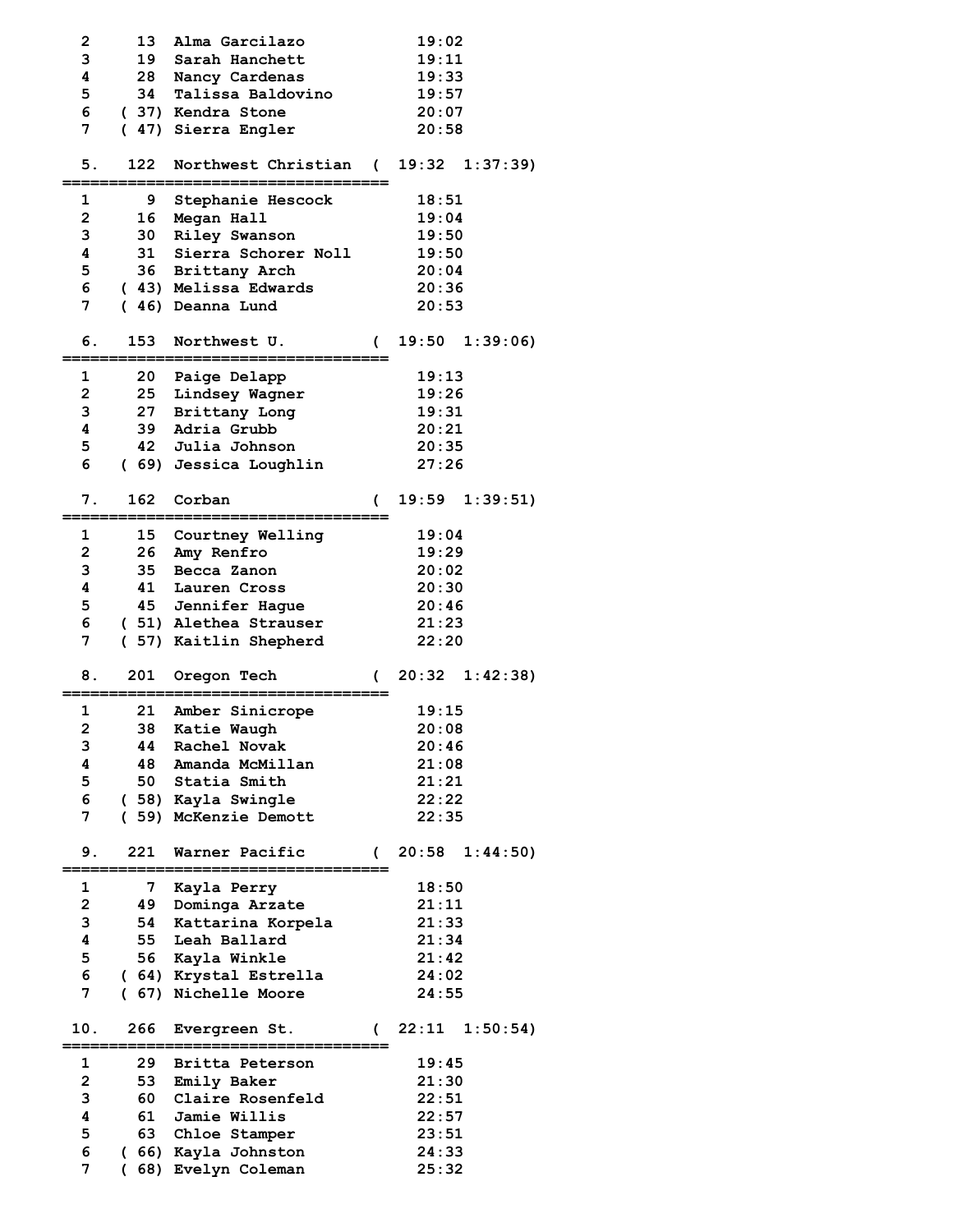```
  2     13  Alma Garcilazo           19:02
  3     19  Sarah Hanchett           19:11
  4     28  Nancy Cardenas           19:33
  5     34  Talissa Baldovino        19:57
  6   ( 37) Kendra Stone             20:07
  7   ( 47) Sierra Engler            20:58

  5.   122  Northwest Christian  (  19:32  1:37:39)
===================================
  1      9  Stephanie Hescock        18:51
  2     16  Megan Hall               19:04
  3     30  Riley Swanson            19:50
  4     31  Sierra Schorer Noll      19:50
  5     36  Brittany Arch            20:04
  6   ( 43) Melissa Edwards          20:36
  7   ( 46) Deanna Lund              20:53

  6.   153  Northwest U.         (  19:50  1:39:06)
===================================
  1     20  Paige Delapp             19:13
  2     25  Lindsey Wagner           19:26
  3     27  Brittany Long            19:31
  4     39  Adria Grubb              20:21
  5     42  Julia Johnson            20:35
  6   ( 69) Jessica Loughlin         27:26

  7.   162  Corban               (  19:59  1:39:51)
===================================
  1     15  Courtney Welling         19:04
  2     26  Amy Renfro               19:29
  3     35  Becca Zanon              20:02
  4     41  Lauren Cross             20:30
  5     45  Jennifer Hague           20:46
  6   ( 51) Alethea Strauser         21:23
  7   ( 57) Kaitlin Shepherd         22:20

  8.   201  Oregon Tech          (  20:32  1:42:38)
===================================
  1     21  Amber Sinicrope          19:15
  2     38  Katie Waugh              20:08
  3     44  Rachel Novak             20:46
  4     48  Amanda McMillan          21:08
  5     50  Statia Smith             21:21
  6   ( 58) Kayla Swingle            22:22
  7   ( 59) McKenzie Demott          22:35

  9.   221  Warner Pacific       (  20:58  1:44:50)
===================================
  1      7  Kayla Perry              18:50
  2     49  Dominga Arzate           21:11
  3     54  Kattarina Korpela        21:33
  4     55  Leah Ballard             21:34
  5     56  Kayla Winkle             21:42
  6   ( 64) Krystal Estrella         24:02
  7   ( 67) Nichelle Moore           24:55

 10.   266  Evergreen St.        (  22:11  1:50:54)
===================================
  1     29  Britta Peterson          19:45
  2     53  Emily Baker              21:30
  3     60  Claire Rosenfeld         22:51
  4     61  Jamie Willis             22:57
  5     63  Chloe Stamper            23:51
  6   ( 66) Kayla Johnston           24:33
  7   ( 68) Evelyn Coleman           25:32
```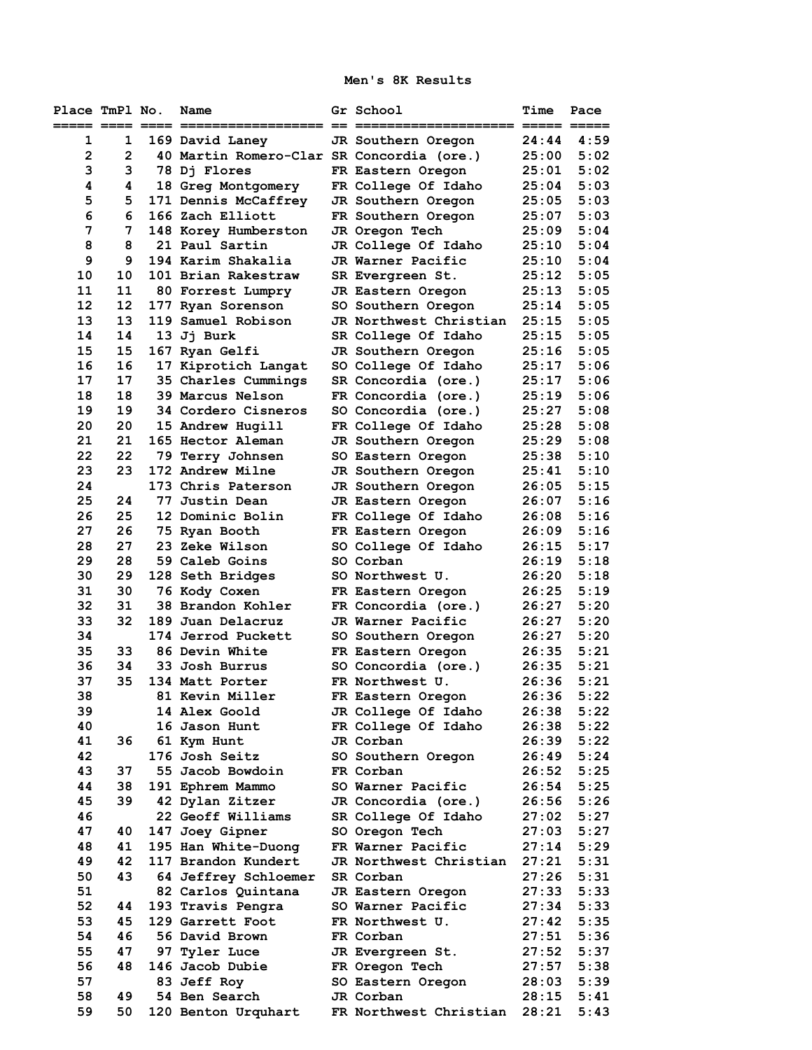## Men's 8K Results

| Place | TmPl | No. | Name | Gr | School | Time | Pace |
|---|---|---|---|---|---|---|---|
| 1 | 1 | 169 | David Laney | JR | Southern Oregon | 24:44 | 4:59 |
| 2 | 2 | 40 | Martin Romero-Clar | SR | Concordia (ore.) | 25:00 | 5:02 |
| 3 | 3 | 78 | Dj Flores | FR | Eastern Oregon | 25:01 | 5:02 |
| 4 | 4 | 18 | Greg Montgomery | FR | College Of Idaho | 25:04 | 5:03 |
| 5 | 5 | 171 | Dennis McCaffrey | JR | Southern Oregon | 25:05 | 5:03 |
| 6 | 6 | 166 | Zach Elliott | FR | Southern Oregon | 25:07 | 5:03 |
| 7 | 7 | 148 | Korey Humberston | JR | Oregon Tech | 25:09 | 5:04 |
| 8 | 8 | 21 | Paul Sartin | JR | College Of Idaho | 25:10 | 5:04 |
| 9 | 9 | 194 | Karim Shakalia | JR | Warner Pacific | 25:10 | 5:04 |
| 10 | 10 | 101 | Brian Rakestraw | SR | Evergreen St. | 25:12 | 5:05 |
| 11 | 11 | 80 | Forrest Lumpry | JR | Eastern Oregon | 25:13 | 5:05 |
| 12 | 12 | 177 | Ryan Sorenson | SO | Southern Oregon | 25:14 | 5:05 |
| 13 | 13 | 119 | Samuel Robison | JR | Northwest Christian | 25:15 | 5:05 |
| 14 | 14 | 13 | Jj Burk | SR | College Of Idaho | 25:15 | 5:05 |
| 15 | 15 | 167 | Ryan Gelfi | JR | Southern Oregon | 25:16 | 5:05 |
| 16 | 16 | 17 | Kiprotich Langat | SO | College Of Idaho | 25:17 | 5:06 |
| 17 | 17 | 35 | Charles Cummings | SR | Concordia (ore.) | 25:17 | 5:06 |
| 18 | 18 | 39 | Marcus Nelson | FR | Concordia (ore.) | 25:19 | 5:06 |
| 19 | 19 | 34 | Cordero Cisneros | SO | Concordia (ore.) | 25:27 | 5:08 |
| 20 | 20 | 15 | Andrew Hugill | FR | College Of Idaho | 25:28 | 5:08 |
| 21 | 21 | 165 | Hector Aleman | JR | Southern Oregon | 25:29 | 5:08 |
| 22 | 22 | 79 | Terry Johnsen | SO | Eastern Oregon | 25:38 | 5:10 |
| 23 | 23 | 172 | Andrew Milne | JR | Southern Oregon | 25:41 | 5:10 |
| 24 | | 173 | Chris Paterson | JR | Southern Oregon | 26:05 | 5:15 |
| 25 | 24 | 77 | Justin Dean | JR | Eastern Oregon | 26:07 | 5:16 |
| 26 | 25 | 12 | Dominic Bolin | FR | College Of Idaho | 26:08 | 5:16 |
| 27 | 26 | 75 | Ryan Booth | FR | Eastern Oregon | 26:09 | 5:16 |
| 28 | 27 | 23 | Zeke Wilson | SO | College Of Idaho | 26:15 | 5:17 |
| 29 | 28 | 59 | Caleb Goins | SO | Corban | 26:19 | 5:18 |
| 30 | 29 | 128 | Seth Bridges | SO | Northwest U. | 26:20 | 5:18 |
| 31 | 30 | 76 | Kody Coxen | FR | Eastern Oregon | 26:25 | 5:19 |
| 32 | 31 | 38 | Brandon Kohler | FR | Concordia (ore.) | 26:27 | 5:20 |
| 33 | 32 | 189 | Juan Delacruz | JR | Warner Pacific | 26:27 | 5:20 |
| 34 | | 174 | Jerrod Puckett | SO | Southern Oregon | 26:27 | 5:20 |
| 35 | 33 | 86 | Devin White | FR | Eastern Oregon | 26:35 | 5:21 |
| 36 | 34 | 33 | Josh Burrus | SO | Concordia (ore.) | 26:35 | 5:21 |
| 37 | 35 | 134 | Matt Porter | FR | Northwest U. | 26:36 | 5:21 |
| 38 | | 81 | Kevin Miller | FR | Eastern Oregon | 26:36 | 5:22 |
| 39 | | 14 | Alex Goold | JR | College Of Idaho | 26:38 | 5:22 |
| 40 | | 16 | Jason Hunt | FR | College Of Idaho | 26:38 | 5:22 |
| 41 | 36 | 61 | Kym Hunt | JR | Corban | 26:39 | 5:22 |
| 42 | | 176 | Josh Seitz | SO | Southern Oregon | 26:49 | 5:24 |
| 43 | 37 | 55 | Jacob Bowdoin | FR | Corban | 26:52 | 5:25 |
| 44 | 38 | 191 | Ephrem Mammo | SO | Warner Pacific | 26:54 | 5:25 |
| 45 | 39 | 42 | Dylan Zitzer | JR | Concordia (ore.) | 26:56 | 5:26 |
| 46 | | 22 | Geoff Williams | SR | College Of Idaho | 27:02 | 5:27 |
| 47 | 40 | 147 | Joey Gipner | SO | Oregon Tech | 27:03 | 5:27 |
| 48 | 41 | 195 | Han White-Duong | FR | Warner Pacific | 27:14 | 5:29 |
| 49 | 42 | 117 | Brandon Kundert | JR | Northwest Christian | 27:21 | 5:31 |
| 50 | 43 | 64 | Jeffrey Schloemer | SR | Corban | 27:26 | 5:31 |
| 51 | | 82 | Carlos Quintana | JR | Eastern Oregon | 27:33 | 5:33 |
| 52 | 44 | 193 | Travis Pengra | SO | Warner Pacific | 27:34 | 5:33 |
| 53 | 45 | 129 | Garrett Foot | FR | Northwest U. | 27:42 | 5:35 |
| 54 | 46 | 56 | David Brown | FR | Corban | 27:51 | 5:36 |
| 55 | 47 | 97 | Tyler Luce | JR | Evergreen St. | 27:52 | 5:37 |
| 56 | 48 | 146 | Jacob Dubie | FR | Oregon Tech | 27:57 | 5:38 |
| 57 | | 83 | Jeff Roy | SO | Eastern Oregon | 28:03 | 5:39 |
| 58 | 49 | 54 | Ben Search | JR | Corban | 28:15 | 5:41 |
| 59 | 50 | 120 | Benton Urquhart | FR | Northwest Christian | 28:21 | 5:43 |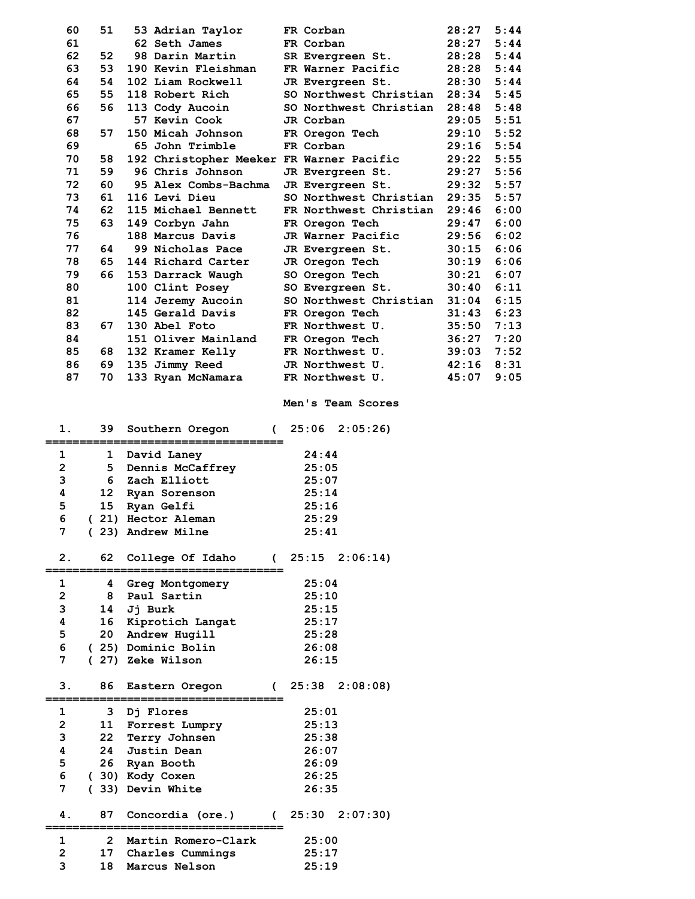| Place | Team Place | Bib | Name | Year | School | Time | Pace |
|---|---|---|---|---|---|---|---|
| 60 | 51 | 53 | Adrian Taylor | FR | Corban | 28:27 | 5:44 |
| 61 | | 62 | Seth James | FR | Corban | 28:27 | 5:44 |
| 62 | 52 | 98 | Darin Martin | SR | Evergreen St. | 28:28 | 5:44 |
| 63 | 53 | 190 | Kevin Fleishman | FR | Warner Pacific | 28:28 | 5:44 |
| 64 | 54 | 102 | Liam Rockwell | JR | Evergreen St. | 28:30 | 5:44 |
| 65 | 55 | 118 | Robert Rich | SO | Northwest Christian | 28:34 | 5:45 |
| 66 | 56 | 113 | Cody Aucoin | SO | Northwest Christian | 28:48 | 5:48 |
| 67 | | 57 | Kevin Cook | JR | Corban | 29:05 | 5:51 |
| 68 | 57 | 150 | Micah Johnson | FR | Oregon Tech | 29:10 | 5:52 |
| 69 | | 65 | John Trimble | FR | Corban | 29:16 | 5:54 |
| 70 | 58 | 192 | Christopher Meeker | FR | Warner Pacific | 29:22 | 5:55 |
| 71 | 59 | 96 | Chris Johnson | JR | Evergreen St. | 29:27 | 5:56 |
| 72 | 60 | 95 | Alex Combs-Bachma | JR | Evergreen St. | 29:32 | 5:57 |
| 73 | 61 | 116 | Levi Dieu | SO | Northwest Christian | 29:35 | 5:57 |
| 74 | 62 | 115 | Michael Bennett | FR | Northwest Christian | 29:46 | 6:00 |
| 75 | 63 | 149 | Corbyn Jahn | FR | Oregon Tech | 29:47 | 6:00 |
| 76 | | 188 | Marcus Davis | JR | Warner Pacific | 29:56 | 6:02 |
| 77 | 64 | 99 | Nicholas Pace | JR | Evergreen St. | 30:15 | 6:06 |
| 78 | 65 | 144 | Richard Carter | JR | Oregon Tech | 30:19 | 6:06 |
| 79 | 66 | 153 | Darrack Waugh | SO | Oregon Tech | 30:21 | 6:07 |
| 80 | | 100 | Clint Posey | SO | Evergreen St. | 30:40 | 6:11 |
| 81 | | 114 | Jeremy Aucoin | SO | Northwest Christian | 31:04 | 6:15 |
| 82 | | 145 | Gerald Davis | FR | Oregon Tech | 31:43 | 6:23 |
| 83 | 67 | 130 | Abel Foto | FR | Northwest U. | 35:50 | 7:13 |
| 84 | | 151 | Oliver Mainland | FR | Oregon Tech | 36:27 | 7:20 |
| 85 | 68 | 132 | Kramer Kelly | FR | Northwest U. | 39:03 | 7:52 |
| 86 | 69 | 135 | Jimmy Reed | JR | Northwest U. | 42:16 | 8:31 |
| 87 | 70 | 133 | Ryan McNamara | FR | Northwest U. | 45:07 | 9:05 |

## Men's Team Scores

**1. 39 Southern Oregon ( 25:06 2:05:26)**

| # | Place | Name | Time |
|---|---|---|---|
| 1 | 1 | David Laney | 24:44 |
| 2 | 5 | Dennis McCaffrey | 25:05 |
| 3 | 6 | Zach Elliott | 25:07 |
| 4 | 12 | Ryan Sorenson | 25:14 |
| 5 | 15 | Ryan Gelfi | 25:16 |
| 6 | (21) | Hector Aleman | 25:29 |
| 7 | (23) | Andrew Milne | 25:41 |

**2. 62 College Of Idaho ( 25:15 2:06:14)**

| # | Place | Name | Time |
|---|---|---|---|
| 1 | 4 | Greg Montgomery | 25:04 |
| 2 | 8 | Paul Sartin | 25:10 |
| 3 | 14 | Jj Burk | 25:15 |
| 4 | 16 | Kiprotich Langat | 25:17 |
| 5 | 20 | Andrew Hugill | 25:28 |
| 6 | (25) | Dominic Bolin | 26:08 |
| 7 | (27) | Zeke Wilson | 26:15 |

**3. 86 Eastern Oregon ( 25:38 2:08:08)**

| # | Place | Name | Time |
|---|---|---|---|
| 1 | 3 | Dj Flores | 25:01 |
| 2 | 11 | Forrest Lumpry | 25:13 |
| 3 | 22 | Terry Johnsen | 25:38 |
| 4 | 24 | Justin Dean | 26:07 |
| 5 | 26 | Ryan Booth | 26:09 |
| 6 | (30) | Kody Coxen | 26:25 |
| 7 | (33) | Devin White | 26:35 |

**4. 87 Concordia (ore.) ( 25:30 2:07:30)**

| # | Place | Name | Time |
|---|---|---|---|
| 1 | 2 | Martin Romero-Clark | 25:00 |
| 2 | 17 | Charles Cummings | 25:17 |
| 3 | 18 | Marcus Nelson | 25:19 |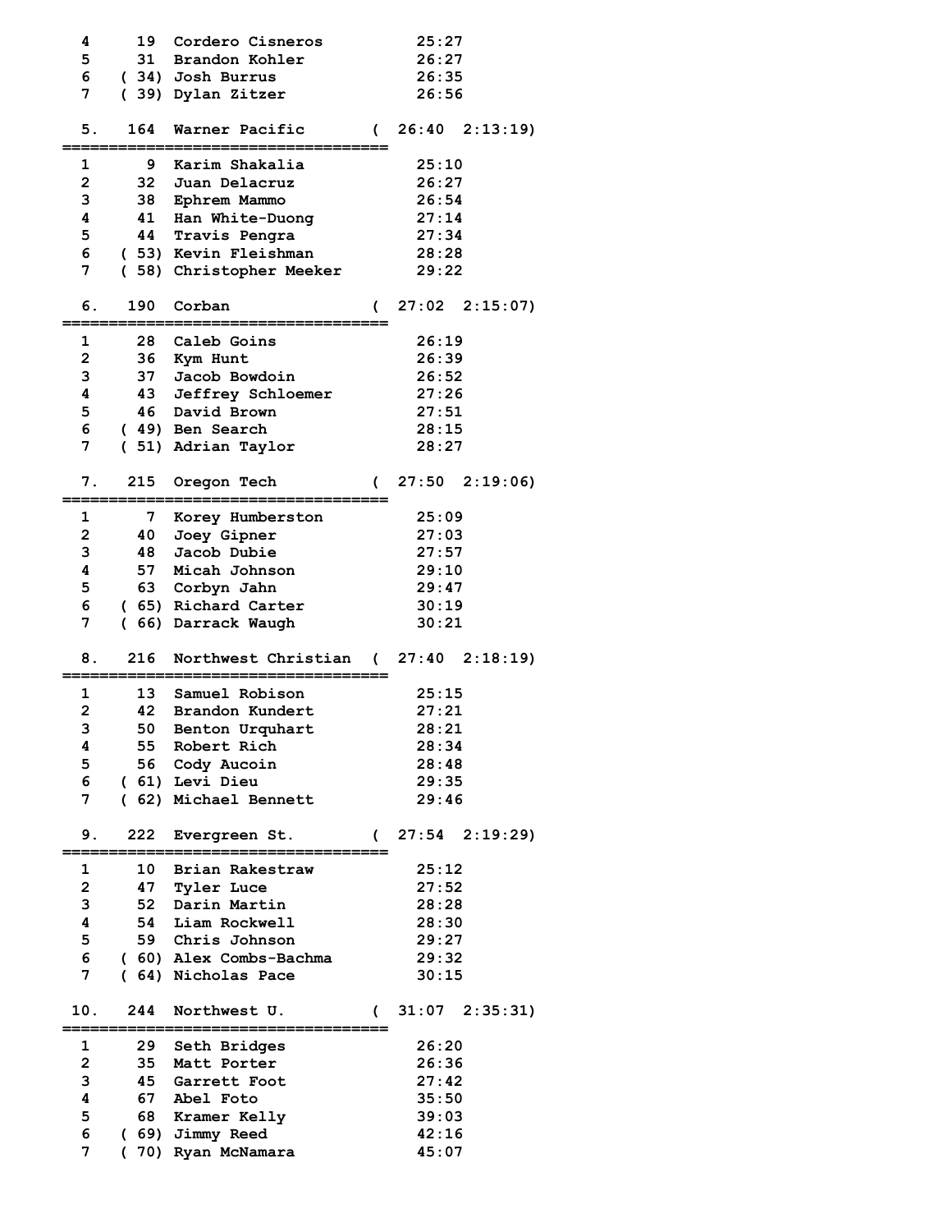```
  4     19  Cordero Cisneros          25:27
  5     31  Brandon Kohler            26:27
  6   ( 34) Josh Burrus               26:35
  7   ( 39) Dylan Zitzer              26:56

  5.   164  Warner Pacific       (  26:40  2:13:19)
====================================
  1      9  Karim Shakalia            25:10
  2     32  Juan Delacruz             26:27
  3     38  Ephrem Mammo              26:54
  4     41  Han White-Duong           27:14
  5     44  Travis Pengra             27:34
  6   ( 53) Kevin Fleishman           28:28
  7   ( 58) Christopher Meeker        29:22

  6.   190  Corban               (  27:02  2:15:07)
====================================
  1     28  Caleb Goins               26:19
  2     36  Kym Hunt                  26:39
  3     37  Jacob Bowdoin             26:52
  4     43  Jeffrey Schloemer         27:26
  5     46  David Brown               27:51
  6   ( 49) Ben Search                28:15
  7   ( 51) Adrian Taylor             28:27

  7.   215  Oregon Tech          (  27:50  2:19:06)
====================================
  1      7  Korey Humberston          25:09
  2     40  Joey Gipner               27:03
  3     48  Jacob Dubie               27:57
  4     57  Micah Johnson             29:10
  5     63  Corbyn Jahn               29:47
  6   ( 65) Richard Carter            30:19
  7   ( 66) Darrack Waugh             30:21

  8.   216  Northwest Christian  (  27:40  2:18:19)
====================================
  1     13  Samuel Robison            25:15
  2     42  Brandon Kundert           27:21
  3     50  Benton Urquhart           28:21
  4     55  Robert Rich               28:34
  5     56  Cody Aucoin               28:48
  6   ( 61) Levi Dieu                 29:35
  7   ( 62) Michael Bennett           29:46

  9.   222  Evergreen St.        (  27:54  2:19:29)
====================================
  1     10  Brian Rakestraw           25:12
  2     47  Tyler Luce                27:52
  3     52  Darin Martin              28:28
  4     54  Liam Rockwell             28:30
  5     59  Chris Johnson             29:27
  6   ( 60) Alex Combs-Bachma         29:32
  7   ( 64) Nicholas Pace             30:15

 10.   244  Northwest U.         (  31:07  2:35:31)
====================================
  1     29  Seth Bridges              26:20
  2     35  Matt Porter               26:36
  3     45  Garrett Foot              27:42
  4     67  Abel Foto                 35:50
  5     68  Kramer Kelly              39:03
  6   ( 69) Jimmy Reed                42:16
  7   ( 70) Ryan McNamara             45:07
```